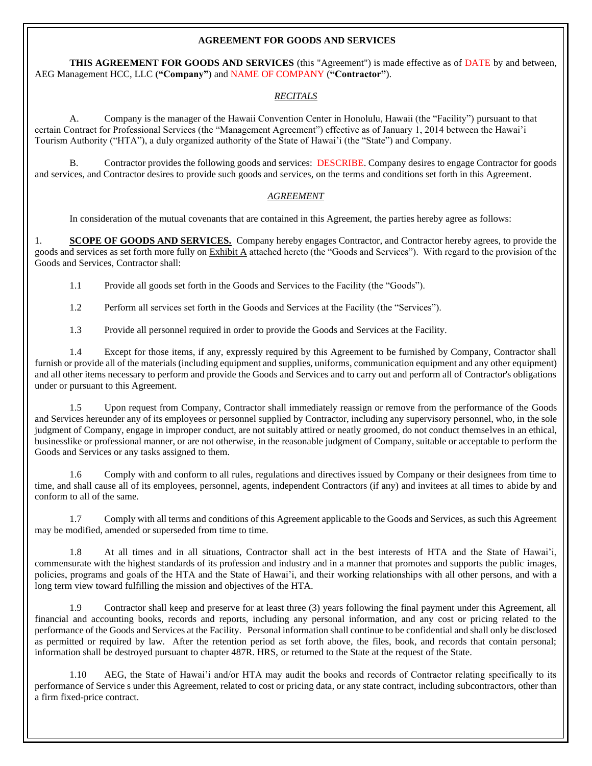# AGREEMENT FOR GOODS AND SERVICES

**THIS AGREEMENT FOR GOODS AND SERVICES** (this "Agreement") is made effective as of DATE by and between, AEG Management HCC, LLC **("Company")** and NAME OF COMPANY (**"Contractor"**).

*RECITALS*

A. Company is the manager of the Hawaii Convention Center in Honolulu, Hawaii (the "Facility") pursuant to that certain Contract for Professional Services (the "Management Agreement") effective as of January 1, 2014 between the Hawai'i Tourism Authority ("HTA"), a duly organized authority of the State of Hawai'i (the "State") and Company.

B. Contractor provides the following goods and services: DESCRIBE. Company desires to engage Contractor for goods and services, and Contractor desires to provide such goods and services, on the terms and conditions set forth in this Agreement.

*AGREEMENT*

In consideration of the mutual covenants that are contained in this Agreement, the parties hereby agree as follows:

1. **SCOPE OF GOODS AND SERVICES.** Company hereby engages Contractor, and Contractor hereby agrees, to provide the goods and services as set forth more fully on Exhibit A attached hereto (the "Goods and Services"). With regard to the provision of the Goods and Services, Contractor shall:

1.1 Provide all goods set forth in the Goods and Services to the Facility (the "Goods").

1.2 Perform all services set forth in the Goods and Services at the Facility (the "Services").

1.3 Provide all personnel required in order to provide the Goods and Services at the Facility.

1.4 Except for those items, if any, expressly required by this Agreement to be furnished by Company, Contractor shall furnish or provide all of the materials (including equipment and supplies, uniforms, communication equipment and any other equipment) and all other items necessary to perform and provide the Goods and Services and to carry out and perform all of Contractor's obligations under or pursuant to this Agreement.

1.5 Upon request from Company, Contractor shall immediately reassign or remove from the performance of the Goods and Services hereunder any of its employees or personnel supplied by Contractor, including any supervisory personnel, who, in the sole judgment of Company, engage in improper conduct, are not suitably attired or neatly groomed, do not conduct themselves in an ethical, businesslike or professional manner, or are not otherwise, in the reasonable judgment of Company, suitable or acceptable to perform the Goods and Services or any tasks assigned to them.

1.6 Comply with and conform to all rules, regulations and directives issued by Company or their designees from time to time, and shall cause all of its employees, personnel, agents, independent Contractors (if any) and invitees at all times to abide by and conform to all of the same.

1.7 Comply with all terms and conditions of this Agreement applicable to the Goods and Services, as such this Agreement may be modified, amended or superseded from time to time.

1.8 At all times and in all situations, Contractor shall act in the best interests of HTA and the State of Hawai'i, commensurate with the highest standards of its profession and industry and in a manner that promotes and supports the public images, policies, programs and goals of the HTA and the State of Hawai'i, and their working relationships with all other persons, and with a long term view toward fulfilling the mission and objectives of the HTA.

1.9 Contractor shall keep and preserve for at least three (3) years following the final payment under this Agreement, all financial and accounting books, records and reports, including any personal information, and any cost or pricing related to the performance of the Goods and Services at the Facility. Personal information shall continue to be confidential and shall only be disclosed as permitted or required by law. After the retention period as set forth above, the files, book, and records that contain personal; information shall be destroyed pursuant to chapter 487R. HRS, or returned to the State at the request of the State.

1.10 AEG, the State of Hawai'i and/or HTA may audit the books and records of Contractor relating specifically to its performance of Service s under this Agreement, related to cost or pricing data, or any state contract, including subcontractors, other than a firm fixed-price contract.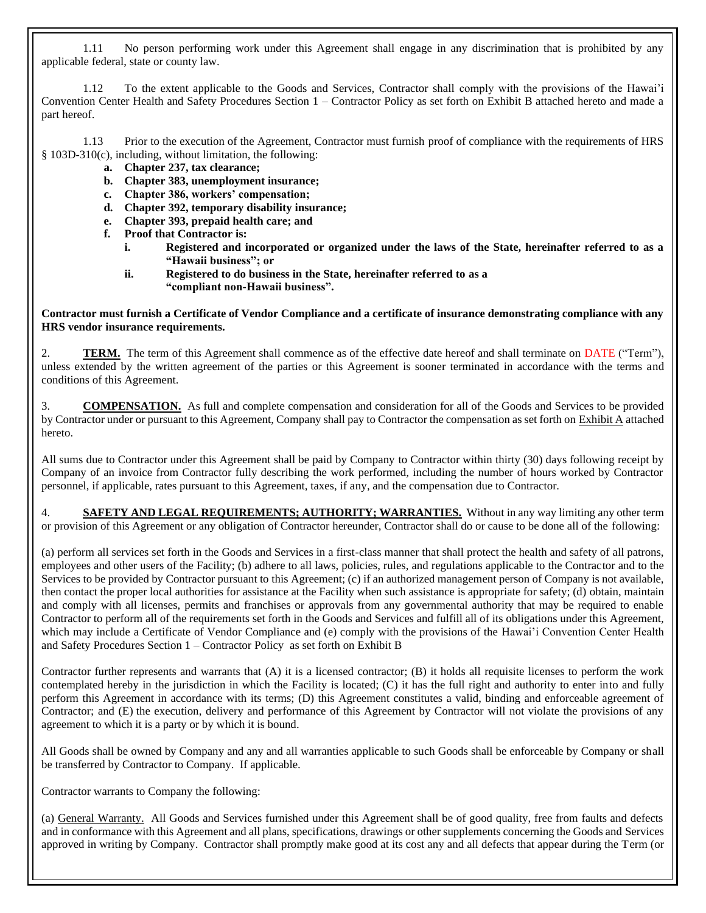1.11 No person performing work under this Agreement shall engage in any discrimination that is prohibited by any applicable federal, state or county law.

1.12 To the extent applicable to the Goods and Services, Contractor shall comply with the provisions of the Hawai'i Convention Center Health and Safety Procedures Section 1 – Contractor Policy as set forth on Exhibit B attached hereto and made a part hereof.

1.13 Prior to the execution of the Agreement, Contractor must furnish proof of compliance with the requirements of HRS § 103D-310(c), including, without limitation, the following:

- **a. Chapter 237, tax clearance;**
- **b. Chapter 383, unemployment insurance;**
- **c. Chapter 386, workers' compensation;**
- **d. Chapter 392, temporary disability insurance;**
- **e. Chapter 393, prepaid health care; and**
- **f. Proof that Contractor is:**
  - **i. Registered and incorporated or organized under the laws of the State, hereinafter referred to as a "Hawaii business"; or**
  - **ii. Registered to do business in the State, hereinafter referred to as a "compliant non-Hawaii business".**

**Contractor must furnish a Certificate of Vendor Compliance and a certificate of insurance demonstrating compliance with any HRS vendor insurance requirements.**

2. **TERM.** The term of this Agreement shall commence as of the effective date hereof and shall terminate on DATE ("Term"), unless extended by the written agreement of the parties or this Agreement is sooner terminated in accordance with the terms and conditions of this Agreement.

3. **COMPENSATION.** As full and complete compensation and consideration for all of the Goods and Services to be provided by Contractor under or pursuant to this Agreement, Company shall pay to Contractor the compensation as set forth on Exhibit A attached hereto.

All sums due to Contractor under this Agreement shall be paid by Company to Contractor within thirty (30) days following receipt by Company of an invoice from Contractor fully describing the work performed, including the number of hours worked by Contractor personnel, if applicable, rates pursuant to this Agreement, taxes, if any, and the compensation due to Contractor.

4. **SAFETY AND LEGAL REQUIREMENTS; AUTHORITY; WARRANTIES.** Without in any way limiting any other term or provision of this Agreement or any obligation of Contractor hereunder, Contractor shall do or cause to be done all of the following:

(a) perform all services set forth in the Goods and Services in a first-class manner that shall protect the health and safety of all patrons, employees and other users of the Facility; (b) adhere to all laws, policies, rules, and regulations applicable to the Contractor and to the Services to be provided by Contractor pursuant to this Agreement; (c) if an authorized management person of Company is not available, then contact the proper local authorities for assistance at the Facility when such assistance is appropriate for safety; (d) obtain, maintain and comply with all licenses, permits and franchises or approvals from any governmental authority that may be required to enable Contractor to perform all of the requirements set forth in the Goods and Services and fulfill all of its obligations under this Agreement, which may include a Certificate of Vendor Compliance and (e) comply with the provisions of the Hawai'i Convention Center Health and Safety Procedures Section 1 – Contractor Policy as set forth on Exhibit B

Contractor further represents and warrants that (A) it is a licensed contractor; (B) it holds all requisite licenses to perform the work contemplated hereby in the jurisdiction in which the Facility is located; (C) it has the full right and authority to enter into and fully perform this Agreement in accordance with its terms; (D) this Agreement constitutes a valid, binding and enforceable agreement of Contractor; and (E) the execution, delivery and performance of this Agreement by Contractor will not violate the provisions of any agreement to which it is a party or by which it is bound.

All Goods shall be owned by Company and any and all warranties applicable to such Goods shall be enforceable by Company or shall be transferred by Contractor to Company. If applicable.

Contractor warrants to Company the following:

(a) General Warranty. All Goods and Services furnished under this Agreement shall be of good quality, free from faults and defects and in conformance with this Agreement and all plans, specifications, drawings or other supplements concerning the Goods and Services approved in writing by Company. Contractor shall promptly make good at its cost any and all defects that appear during the Term (or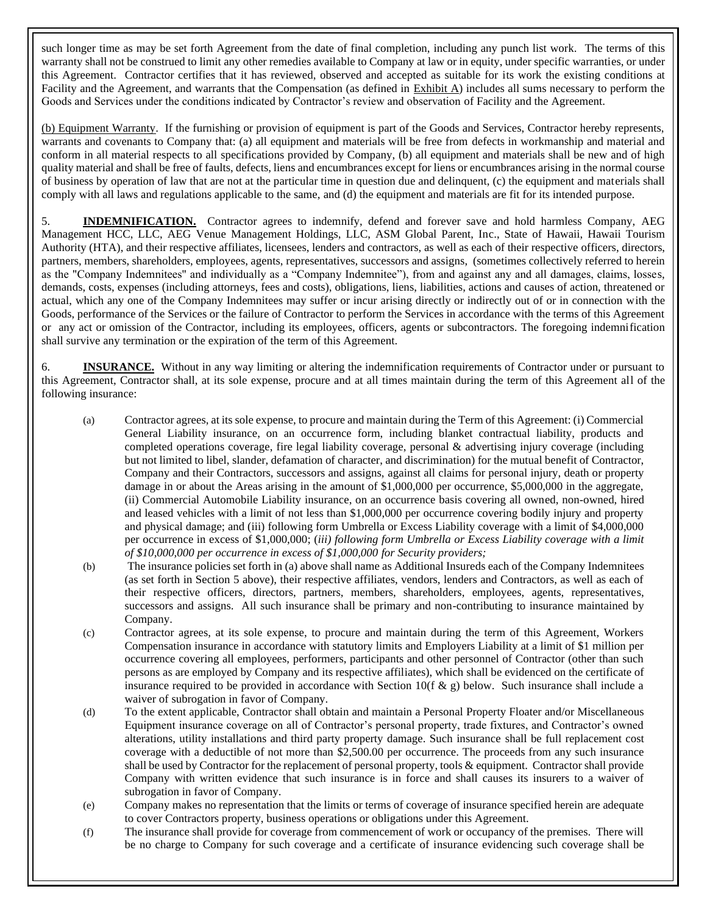such longer time as may be set forth Agreement from the date of final completion, including any punch list work. The terms of this warranty shall not be construed to limit any other remedies available to Company at law or in equity, under specific warranties, or under this Agreement. Contractor certifies that it has reviewed, observed and accepted as suitable for its work the existing conditions at Facility and the Agreement, and warrants that the Compensation (as defined in Exhibit A) includes all sums necessary to perform the Goods and Services under the conditions indicated by Contractor's review and observation of Facility and the Agreement.

(b) Equipment Warranty. If the furnishing or provision of equipment is part of the Goods and Services, Contractor hereby represents, warrants and covenants to Company that: (a) all equipment and materials will be free from defects in workmanship and material and conform in all material respects to all specifications provided by Company, (b) all equipment and materials shall be new and of high quality material and shall be free of faults, defects, liens and encumbrances except for liens or encumbrances arising in the normal course of business by operation of law that are not at the particular time in question due and delinquent, (c) the equipment and materials shall comply with all laws and regulations applicable to the same, and (d) the equipment and materials are fit for its intended purpose.

5. **INDEMNIFICATION.** Contractor agrees to indemnify, defend and forever save and hold harmless Company, AEG Management HCC, LLC, AEG Venue Management Holdings, LLC, ASM Global Parent, Inc., State of Hawaii, Hawaii Tourism Authority (HTA), and their respective affiliates, licensees, lenders and contractors, as well as each of their respective officers, directors, partners, members, shareholders, employees, agents, representatives, successors and assigns, (sometimes collectively referred to herein as the "Company Indemnitees" and individually as a "Company Indemnitee"), from and against any and all damages, claims, losses, demands, costs, expenses (including attorneys, fees and costs), obligations, liens, liabilities, actions and causes of action, threatened or actual, which any one of the Company Indemnitees may suffer or incur arising directly or indirectly out of or in connection with the Goods, performance of the Services or the failure of Contractor to perform the Services in accordance with the terms of this Agreement or any act or omission of the Contractor, including its employees, officers, agents or subcontractors. The foregoing indemnification shall survive any termination or the expiration of the term of this Agreement.

6. **INSURANCE.** Without in any way limiting or altering the indemnification requirements of Contractor under or pursuant to this Agreement, Contractor shall, at its sole expense, procure and at all times maintain during the term of this Agreement all of the following insurance:

(a) Contractor agrees, at its sole expense, to procure and maintain during the Term of this Agreement: (i) Commercial General Liability insurance, on an occurrence form, including blanket contractual liability, products and completed operations coverage, fire legal liability coverage, personal & advertising injury coverage (including but not limited to libel, slander, defamation of character, and discrimination) for the mutual benefit of Contractor, Company and their Contractors, successors and assigns, against all claims for personal injury, death or property damage in or about the Areas arising in the amount of $1,000,000 per occurrence, $5,000,000 in the aggregate, (ii) Commercial Automobile Liability insurance, on an occurrence basis covering all owned, non-owned, hired and leased vehicles with a limit of not less than $1,000,000 per occurrence covering bodily injury and property and physical damage; and (iii) following form Umbrella or Excess Liability coverage with a limit of $4,000,000 per occurrence in excess of $1,000,000; *(iii) following form Umbrella or Excess Liability coverage with a limit of $10,000,000 per occurrence in excess of $1,000,000 for Security providers;*

(b) The insurance policies set forth in (a) above shall name as Additional Insureds each of the Company Indemnitees (as set forth in Section 5 above), their respective affiliates, vendors, lenders and Contractors, as well as each of their respective officers, directors, partners, members, shareholders, employees, agents, representatives, successors and assigns. All such insurance shall be primary and non-contributing to insurance maintained by Company.

(c) Contractor agrees, at its sole expense, to procure and maintain during the term of this Agreement, Workers Compensation insurance in accordance with statutory limits and Employers Liability at a limit of $1 million per occurrence covering all employees, performers, participants and other personnel of Contractor (other than such persons as are employed by Company and its respective affiliates), which shall be evidenced on the certificate of insurance required to be provided in accordance with Section 10(f & g) below. Such insurance shall include a waiver of subrogation in favor of Company.

(d) To the extent applicable, Contractor shall obtain and maintain a Personal Property Floater and/or Miscellaneous Equipment insurance coverage on all of Contractor's personal property, trade fixtures, and Contractor's owned alterations, utility installations and third party property damage. Such insurance shall be full replacement cost coverage with a deductible of not more than $2,500.00 per occurrence. The proceeds from any such insurance shall be used by Contractor for the replacement of personal property, tools & equipment. Contractor shall provide Company with written evidence that such insurance is in force and shall causes its insurers to a waiver of subrogation in favor of Company.

(e) Company makes no representation that the limits or terms of coverage of insurance specified herein are adequate to cover Contractors property, business operations or obligations under this Agreement.

(f) The insurance shall provide for coverage from commencement of work or occupancy of the premises. There will be no charge to Company for such coverage and a certificate of insurance evidencing such coverage shall be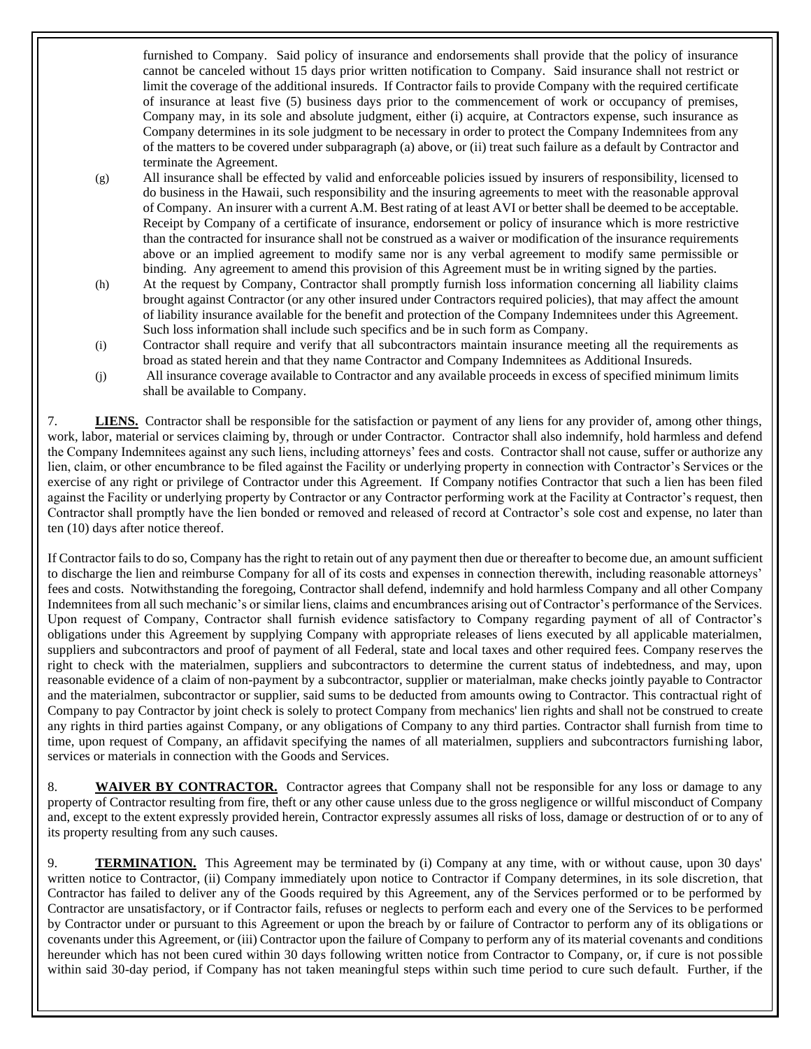furnished to Company. Said policy of insurance and endorsements shall provide that the policy of insurance cannot be canceled without 15 days prior written notification to Company. Said insurance shall not restrict or limit the coverage of the additional insureds. If Contractor fails to provide Company with the required certificate of insurance at least five (5) business days prior to the commencement of work or occupancy of premises, Company may, in its sole and absolute judgment, either (i) acquire, at Contractors expense, such insurance as Company determines in its sole judgment to be necessary in order to protect the Company Indemnitees from any of the matters to be covered under subparagraph (a) above, or (ii) treat such failure as a default by Contractor and terminate the Agreement.

(g) All insurance shall be effected by valid and enforceable policies issued by insurers of responsibility, licensed to do business in the Hawaii, such responsibility and the insuring agreements to meet with the reasonable approval of Company. An insurer with a current A.M. Best rating of at least AVI or better shall be deemed to be acceptable. Receipt by Company of a certificate of insurance, endorsement or policy of insurance which is more restrictive than the contracted for insurance shall not be construed as a waiver or modification of the insurance requirements above or an implied agreement to modify same nor is any verbal agreement to modify same permissible or binding. Any agreement to amend this provision of this Agreement must be in writing signed by the parties.

(h) At the request by Company, Contractor shall promptly furnish loss information concerning all liability claims brought against Contractor (or any other insured under Contractors required policies), that may affect the amount of liability insurance available for the benefit and protection of the Company Indemnitees under this Agreement. Such loss information shall include such specifics and be in such form as Company.

(i) Contractor shall require and verify that all subcontractors maintain insurance meeting all the requirements as broad as stated herein and that they name Contractor and Company Indemnitees as Additional Insureds.

(j) All insurance coverage available to Contractor and any available proceeds in excess of specified minimum limits shall be available to Company.

7. **LIENS.** Contractor shall be responsible for the satisfaction or payment of any liens for any provider of, among other things, work, labor, material or services claiming by, through or under Contractor. Contractor shall also indemnify, hold harmless and defend the Company Indemnitees against any such liens, including attorneys' fees and costs. Contractor shall not cause, suffer or authorize any lien, claim, or other encumbrance to be filed against the Facility or underlying property in connection with Contractor's Services or the exercise of any right or privilege of Contractor under this Agreement. If Company notifies Contractor that such a lien has been filed against the Facility or underlying property by Contractor or any Contractor performing work at the Facility at Contractor's request, then Contractor shall promptly have the lien bonded or removed and released of record at Contractor's sole cost and expense, no later than ten (10) days after notice thereof.

If Contractor fails to do so, Company has the right to retain out of any payment then due or thereafter to become due, an amount sufficient to discharge the lien and reimburse Company for all of its costs and expenses in connection therewith, including reasonable attorneys' fees and costs. Notwithstanding the foregoing, Contractor shall defend, indemnify and hold harmless Company and all other Company Indemnitees from all such mechanic's or similar liens, claims and encumbrances arising out of Contractor's performance of the Services. Upon request of Company, Contractor shall furnish evidence satisfactory to Company regarding payment of all of Contractor's obligations under this Agreement by supplying Company with appropriate releases of liens executed by all applicable materialmen, suppliers and subcontractors and proof of payment of all Federal, state and local taxes and other required fees. Company reserves the right to check with the materialmen, suppliers and subcontractors to determine the current status of indebtedness, and may, upon reasonable evidence of a claim of non-payment by a subcontractor, supplier or materialman, make checks jointly payable to Contractor and the materialmen, subcontractor or supplier, said sums to be deducted from amounts owing to Contractor. This contractual right of Company to pay Contractor by joint check is solely to protect Company from mechanics' lien rights and shall not be construed to create any rights in third parties against Company, or any obligations of Company to any third parties. Contractor shall furnish from time to time, upon request of Company, an affidavit specifying the names of all materialmen, suppliers and subcontractors furnishing labor, services or materials in connection with the Goods and Services.

8. **WAIVER BY CONTRACTOR.** Contractor agrees that Company shall not be responsible for any loss or damage to any property of Contractor resulting from fire, theft or any other cause unless due to the gross negligence or willful misconduct of Company and, except to the extent expressly provided herein, Contractor expressly assumes all risks of loss, damage or destruction of or to any of its property resulting from any such causes.

9. **TERMINATION.** This Agreement may be terminated by (i) Company at any time, with or without cause, upon 30 days' written notice to Contractor, (ii) Company immediately upon notice to Contractor if Company determines, in its sole discretion, that Contractor has failed to deliver any of the Goods required by this Agreement, any of the Services performed or to be performed by Contractor are unsatisfactory, or if Contractor fails, refuses or neglects to perform each and every one of the Services to be performed by Contractor under or pursuant to this Agreement or upon the breach by or failure of Contractor to perform any of its obligations or covenants under this Agreement, or (iii) Contractor upon the failure of Company to perform any of its material covenants and conditions hereunder which has not been cured within 30 days following written notice from Contractor to Company, or, if cure is not possible within said 30-day period, if Company has not taken meaningful steps within such time period to cure such default. Further, if the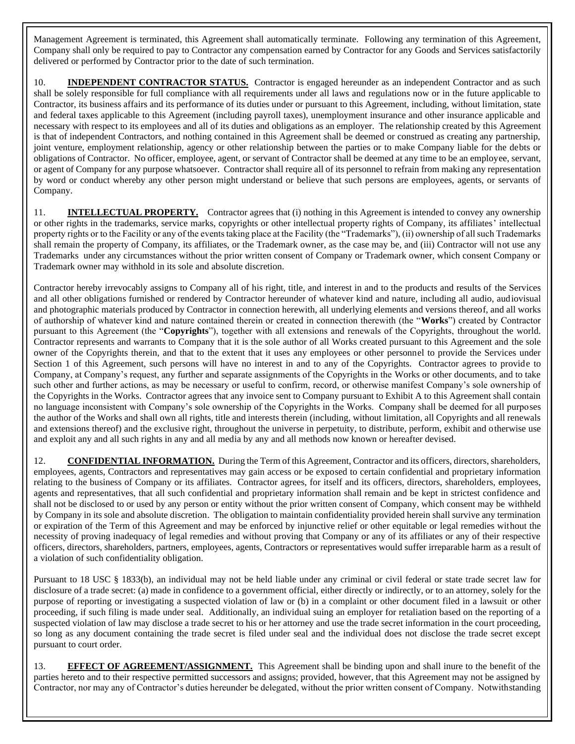Management Agreement is terminated, this Agreement shall automatically terminate. Following any termination of this Agreement, Company shall only be required to pay to Contractor any compensation earned by Contractor for any Goods and Services satisfactorily delivered or performed by Contractor prior to the date of such termination.

10. **INDEPENDENT CONTRACTOR STATUS.** Contractor is engaged hereunder as an independent Contractor and as such shall be solely responsible for full compliance with all requirements under all laws and regulations now or in the future applicable to Contractor, its business affairs and its performance of its duties under or pursuant to this Agreement, including, without limitation, state and federal taxes applicable to this Agreement (including payroll taxes), unemployment insurance and other insurance applicable and necessary with respect to its employees and all of its duties and obligations as an employer. The relationship created by this Agreement is that of independent Contractors, and nothing contained in this Agreement shall be deemed or construed as creating any partnership, joint venture, employment relationship, agency or other relationship between the parties or to make Company liable for the debts or obligations of Contractor. No officer, employee, agent, or servant of Contractor shall be deemed at any time to be an employee, servant, or agent of Company for any purpose whatsoever. Contractor shall require all of its personnel to refrain from making any representation by word or conduct whereby any other person might understand or believe that such persons are employees, agents, or servants of Company.

11. **INTELLECTUAL PROPERTY.** Contractor agrees that (i) nothing in this Agreement is intended to convey any ownership or other rights in the trademarks, service marks, copyrights or other intellectual property rights of Company, its affiliates' intellectual property rights or to the Facility or any of the events taking place at the Facility (the "Trademarks"), (ii) ownership of all such Trademarks shall remain the property of Company, its affiliates, or the Trademark owner, as the case may be, and (iii) Contractor will not use any Trademarks under any circumstances without the prior written consent of Company or Trademark owner, which consent Company or Trademark owner may withhold in its sole and absolute discretion.

Contractor hereby irrevocably assigns to Company all of his right, title, and interest in and to the products and results of the Services and all other obligations furnished or rendered by Contractor hereunder of whatever kind and nature, including all audio, audiovisual and photographic materials produced by Contractor in connection herewith, all underlying elements and versions thereof, and all works of authorship of whatever kind and nature contained therein or created in connection therewith (the "**Works**") created by Contractor pursuant to this Agreement (the "**Copyrights**"), together with all extensions and renewals of the Copyrights, throughout the world. Contractor represents and warrants to Company that it is the sole author of all Works created pursuant to this Agreement and the sole owner of the Copyrights therein, and that to the extent that it uses any employees or other personnel to provide the Services under Section 1 of this Agreement, such persons will have no interest in and to any of the Copyrights. Contractor agrees to provide to Company, at Company's request, any further and separate assignments of the Copyrights in the Works or other documents, and to take such other and further actions, as may be necessary or useful to confirm, record, or otherwise manifest Company's sole ownership of the Copyrights in the Works. Contractor agrees that any invoice sent to Company pursuant to Exhibit A to this Agreement shall contain no language inconsistent with Company's sole ownership of the Copyrights in the Works. Company shall be deemed for all purposes the author of the Works and shall own all rights, title and interests therein (including, without limitation, all Copyrights and all renewals and extensions thereof) and the exclusive right, throughout the universe in perpetuity, to distribute, perform, exhibit and otherwise use and exploit any and all such rights in any and all media by any and all methods now known or hereafter devised.

12. **CONFIDENTIAL INFORMATION.** During the Term of this Agreement, Contractor and its officers, directors, shareholders, employees, agents, Contractors and representatives may gain access or be exposed to certain confidential and proprietary information relating to the business of Company or its affiliates. Contractor agrees, for itself and its officers, directors, shareholders, employees, agents and representatives, that all such confidential and proprietary information shall remain and be kept in strictest confidence and shall not be disclosed to or used by any person or entity without the prior written consent of Company, which consent may be withheld by Company in its sole and absolute discretion. The obligation to maintain confidentiality provided herein shall survive any termination or expiration of the Term of this Agreement and may be enforced by injunctive relief or other equitable or legal remedies without the necessity of proving inadequacy of legal remedies and without proving that Company or any of its affiliates or any of their respective officers, directors, shareholders, partners, employees, agents, Contractors or representatives would suffer irreparable harm as a result of a violation of such confidentiality obligation.

Pursuant to 18 USC § 1833(b), an individual may not be held liable under any criminal or civil federal or state trade secret law for disclosure of a trade secret: (a) made in confidence to a government official, either directly or indirectly, or to an attorney, solely for the purpose of reporting or investigating a suspected violation of law or (b) in a complaint or other document filed in a lawsuit or other proceeding, if such filing is made under seal. Additionally, an individual suing an employer for retaliation based on the reporting of a suspected violation of law may disclose a trade secret to his or her attorney and use the trade secret information in the court proceeding, so long as any document containing the trade secret is filed under seal and the individual does not disclose the trade secret except pursuant to court order.

13. **EFFECT OF AGREEMENT/ASSIGNMENT.** This Agreement shall be binding upon and shall inure to the benefit of the parties hereto and to their respective permitted successors and assigns; provided, however, that this Agreement may not be assigned by Contractor, nor may any of Contractor's duties hereunder be delegated, without the prior written consent of Company. Notwithstanding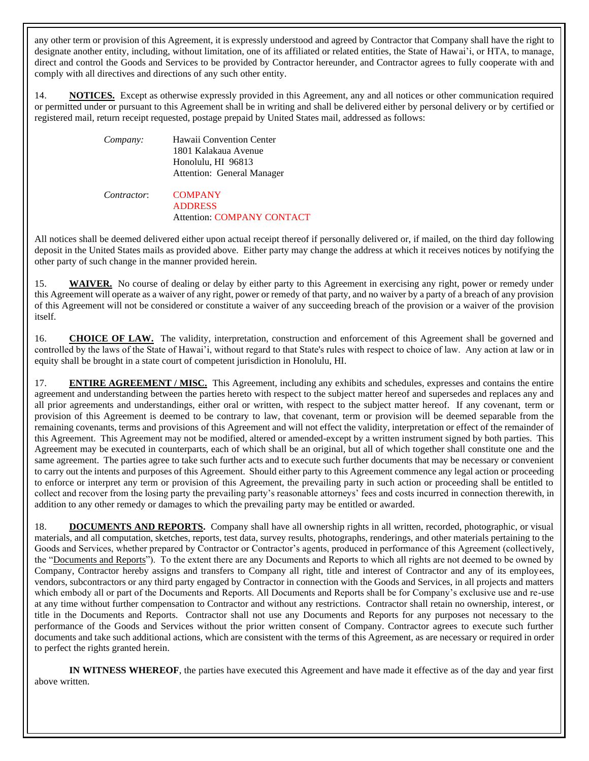any other term or provision of this Agreement, it is expressly understood and agreed by Contractor that Company shall have the right to designate another entity, including, without limitation, one of its affiliated or related entities, the State of Hawai'i, or HTA, to manage, direct and control the Goods and Services to be provided by Contractor hereunder, and Contractor agrees to fully cooperate with and comply with all directives and directions of any such other entity.

14. **NOTICES.** Except as otherwise expressly provided in this Agreement, any and all notices or other communication required or permitted under or pursuant to this Agreement shall be in writing and shall be delivered either by personal delivery or by certified or registered mail, return receipt requested, postage prepaid by United States mail, addressed as follows:

*Company:* Hawaii Convention Center
1801 Kalakaua Avenue
Honolulu, HI 96813
Attention: General Manager

*Contractor*: COMPANY
ADDRESS
Attention: COMPANY CONTACT

All notices shall be deemed delivered either upon actual receipt thereof if personally delivered or, if mailed, on the third day following deposit in the United States mails as provided above. Either party may change the address at which it receives notices by notifying the other party of such change in the manner provided herein.

15. **WAIVER.** No course of dealing or delay by either party to this Agreement in exercising any right, power or remedy under this Agreement will operate as a waiver of any right, power or remedy of that party, and no waiver by a party of a breach of any provision of this Agreement will not be considered or constitute a waiver of any succeeding breach of the provision or a waiver of the provision itself.

16. **CHOICE OF LAW.** The validity, interpretation, construction and enforcement of this Agreement shall be governed and controlled by the laws of the State of Hawai'i, without regard to that State's rules with respect to choice of law. Any action at law or in equity shall be brought in a state court of competent jurisdiction in Honolulu, HI.

17. **ENTIRE AGREEMENT / MISC.** This Agreement, including any exhibits and schedules, expresses and contains the entire agreement and understanding between the parties hereto with respect to the subject matter hereof and supersedes and replaces any and all prior agreements and understandings, either oral or written, with respect to the subject matter hereof. If any covenant, term or provision of this Agreement is deemed to be contrary to law, that covenant, term or provision will be deemed separable from the remaining covenants, terms and provisions of this Agreement and will not effect the validity, interpretation or effect of the remainder of this Agreement. This Agreement may not be modified, altered or amended-except by a written instrument signed by both parties. This Agreement may be executed in counterparts, each of which shall be an original, but all of which together shall constitute one and the same agreement. The parties agree to take such further acts and to execute such further documents that may be necessary or convenient to carry out the intents and purposes of this Agreement. Should either party to this Agreement commence any legal action or proceeding to enforce or interpret any term or provision of this Agreement, the prevailing party in such action or proceeding shall be entitled to collect and recover from the losing party the prevailing party's reasonable attorneys' fees and costs incurred in connection therewith, in addition to any other remedy or damages to which the prevailing party may be entitled or awarded.

18. **DOCUMENTS AND REPORTS.** Company shall have all ownership rights in all written, recorded, photographic, or visual materials, and all computation, sketches, reports, test data, survey results, photographs, renderings, and other materials pertaining to the Goods and Services, whether prepared by Contractor or Contractor's agents, produced in performance of this Agreement (collectively, the "Documents and Reports"). To the extent there are any Documents and Reports to which all rights are not deemed to be owned by Company, Contractor hereby assigns and transfers to Company all right, title and interest of Contractor and any of its employees, vendors, subcontractors or any third party engaged by Contractor in connection with the Goods and Services, in all projects and matters which embody all or part of the Documents and Reports. All Documents and Reports shall be for Company's exclusive use and re-use at any time without further compensation to Contractor and without any restrictions. Contractor shall retain no ownership, interest, or title in the Documents and Reports. Contractor shall not use any Documents and Reports for any purposes not necessary to the performance of the Goods and Services without the prior written consent of Company. Contractor agrees to execute such further documents and take such additional actions, which are consistent with the terms of this Agreement, as are necessary or required in order to perfect the rights granted herein.

**IN WITNESS WHEREOF**, the parties have executed this Agreement and have made it effective as of the day and year first above written.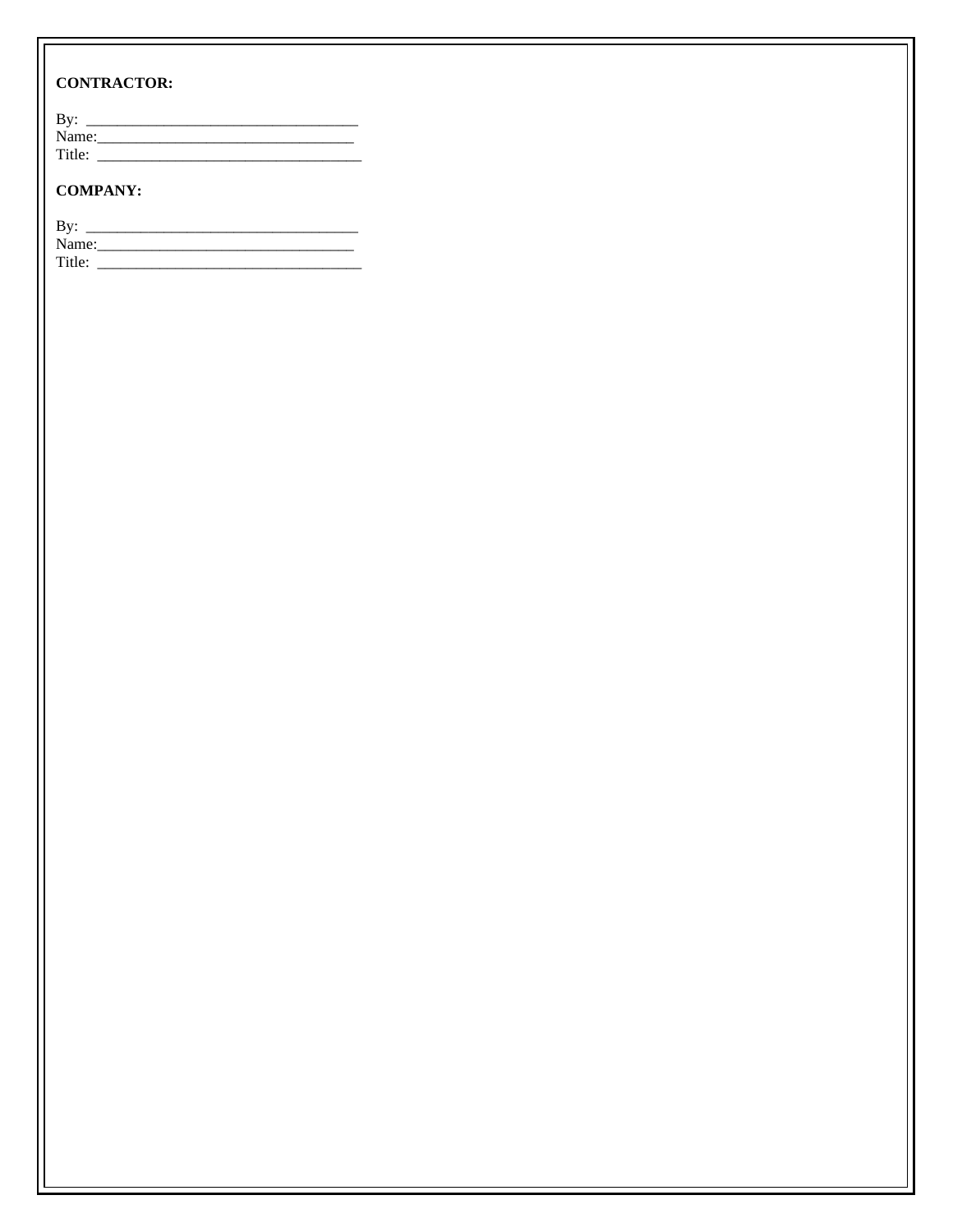**CONTRACTOR:**

By: ___________________________________
Name:__________________________________
Title: ___________________________________

**COMPANY:**

By: ___________________________________
Name:__________________________________
Title: ___________________________________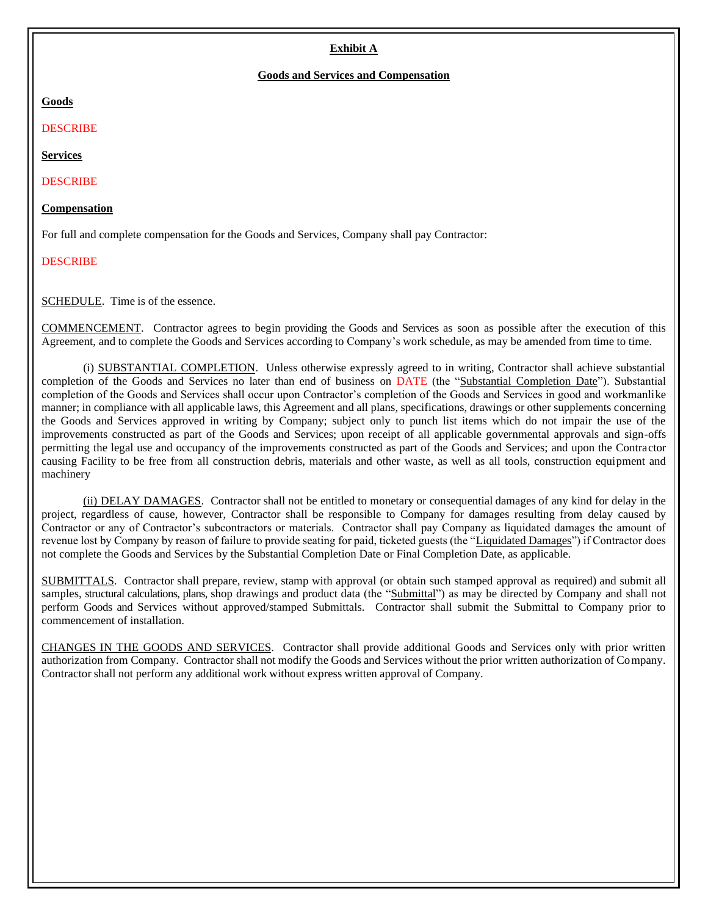**Exhibit A**

**Goods and Services and Compensation**

**Goods**

DESCRIBE

**Services**

DESCRIBE

**Compensation**

For full and complete compensation for the Goods and Services, Company shall pay Contractor:

DESCRIBE

SCHEDULE. Time is of the essence.

COMMENCEMENT. Contractor agrees to begin providing the Goods and Services as soon as possible after the execution of this Agreement, and to complete the Goods and Services according to Company's work schedule, as may be amended from time to time.

(i) SUBSTANTIAL COMPLETION. Unless otherwise expressly agreed to in writing, Contractor shall achieve substantial completion of the Goods and Services no later than end of business on DATE (the "Substantial Completion Date"). Substantial completion of the Goods and Services shall occur upon Contractor's completion of the Goods and Services in good and workmanlike manner; in compliance with all applicable laws, this Agreement and all plans, specifications, drawings or other supplements concerning the Goods and Services approved in writing by Company; subject only to punch list items which do not impair the use of the improvements constructed as part of the Goods and Services; upon receipt of all applicable governmental approvals and sign-offs permitting the legal use and occupancy of the improvements constructed as part of the Goods and Services; and upon the Contractor causing Facility to be free from all construction debris, materials and other waste, as well as all tools, construction equipment and machinery

(ii) DELAY DAMAGES. Contractor shall not be entitled to monetary or consequential damages of any kind for delay in the project, regardless of cause, however, Contractor shall be responsible to Company for damages resulting from delay caused by Contractor or any of Contractor's subcontractors or materials. Contractor shall pay Company as liquidated damages the amount of revenue lost by Company by reason of failure to provide seating for paid, ticketed guests (the "Liquidated Damages") if Contractor does not complete the Goods and Services by the Substantial Completion Date or Final Completion Date, as applicable.

SUBMITTALS. Contractor shall prepare, review, stamp with approval (or obtain such stamped approval as required) and submit all samples, structural calculations, plans, shop drawings and product data (the "Submittal") as may be directed by Company and shall not perform Goods and Services without approved/stamped Submittals. Contractor shall submit the Submittal to Company prior to commencement of installation.

CHANGES IN THE GOODS AND SERVICES. Contractor shall provide additional Goods and Services only with prior written authorization from Company. Contractor shall not modify the Goods and Services without the prior written authorization of Company. Contractor shall not perform any additional work without express written approval of Company.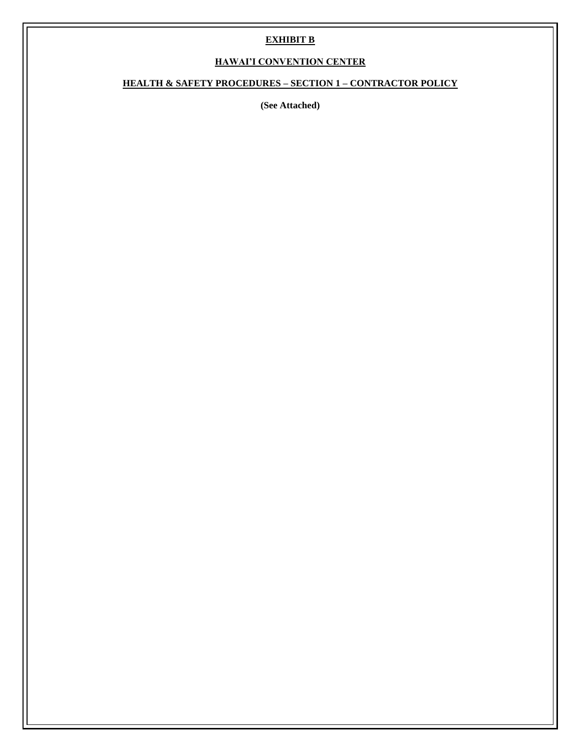# EXHIBIT B

## HAWAI'I CONVENTION CENTER

## HEALTH & SAFETY PROCEDURES – SECTION 1 – CONTRACTOR POLICY

**(See Attached)**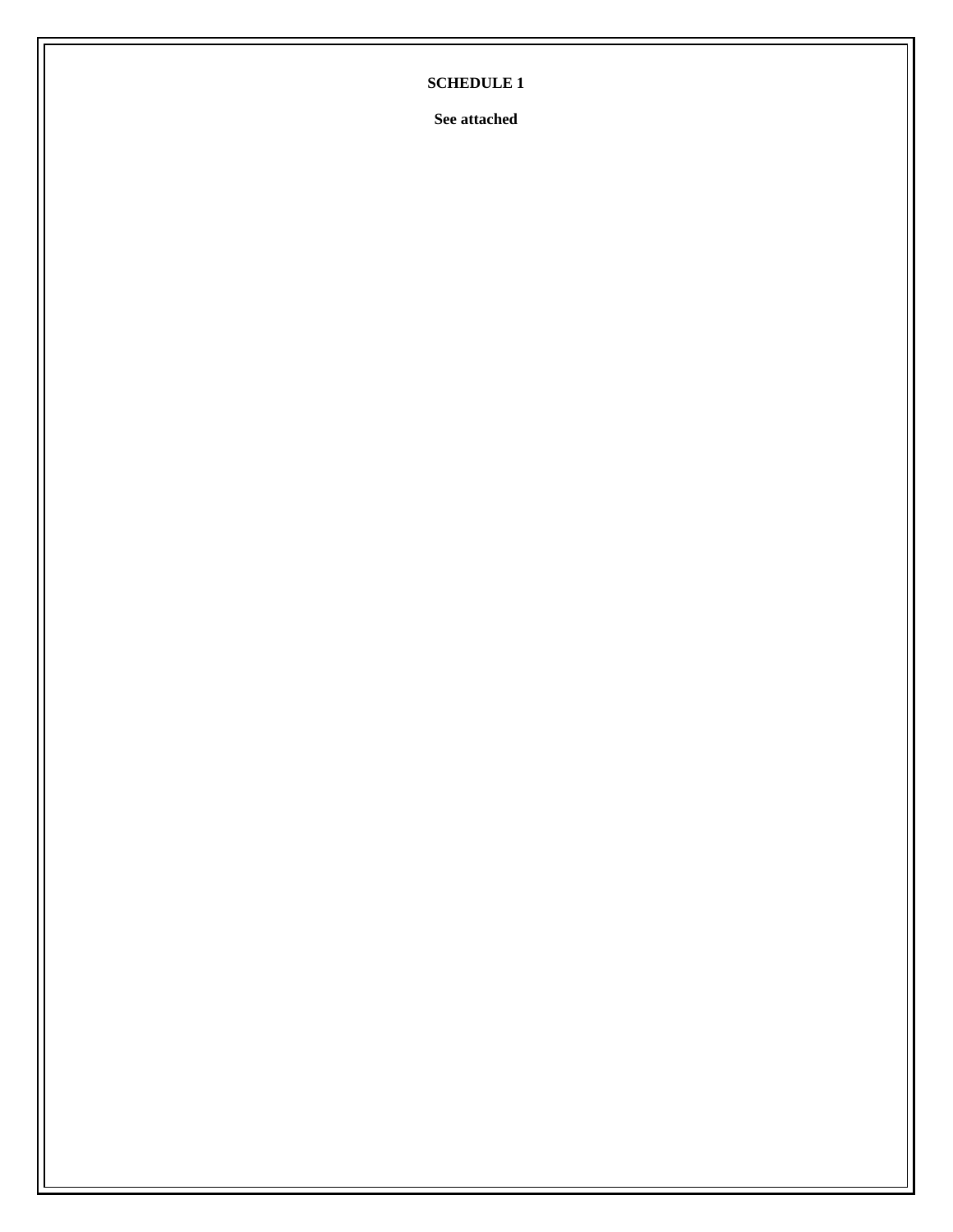**SCHEDULE 1**

**See attached**